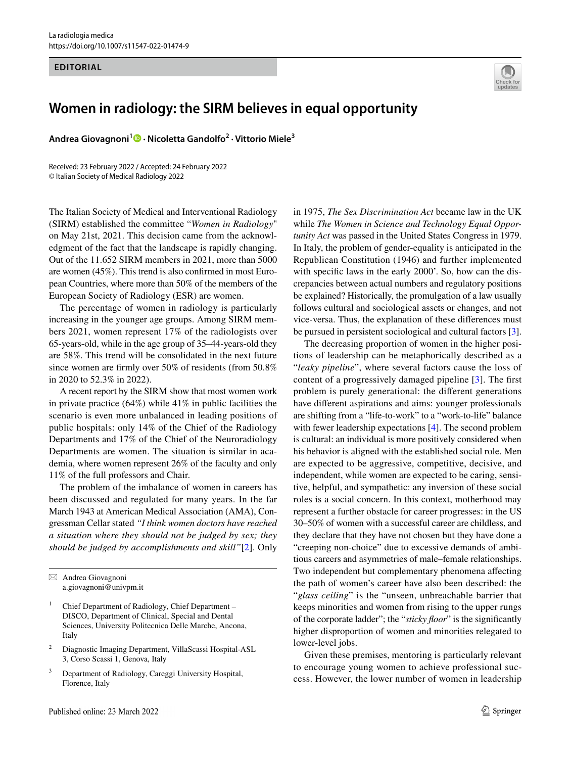EDITORIAL

# Women in radiology: the SIRM believes in equal opportunity

**Andrea Giovagnoni**[1] · **Nicoletta Gandolfo**[2] · **Vittorio Miele**[3]

Received: 23 February 2022 / Accepted: 24 February 2022
© Italian Society of Medical Radiology 2022

The Italian Society of Medical and Interventional Radiology (SIRM) established the committee "*Women in Radiology*" on May 21st, 2021. This decision came from the acknowledgment of the fact that the landscape is rapidly changing. Out of the 11.652 SIRM members in 2021, more than 5000 are women (45%). This trend is also confirmed in most European Countries, where more than 50% of the members of the European Society of Radiology (ESR) are women.

The percentage of women in radiology is particularly increasing in the younger age groups. Among SIRM members 2021, women represent 17% of the radiologists over 65-years-old, while in the age group of 35–44-years-old they are 58%. This trend will be consolidated in the next future since women are firmly over 50% of residents (from 50.8% in 2020 to 52.3% in 2022).

A recent report by the SIRM show that most women work in private practice (64%) while 41% in public facilities the scenario is even more unbalanced in leading positions of public hospitals: only 14% of the Chief of the Radiology Departments and 17% of the Chief of the Neuroradiology Departments are women. The situation is similar in academia, where women represent 26% of the faculty and only 11% of the full professors and Chair.

The problem of the imbalance of women in careers has been discussed and regulated for many years. In the far March 1943 at American Medical Association (AMA), Congressman Cellar stated *"I think women doctors have reached a situation where they should not be judged by sex; they should be judged by accomplishments and skill"*[2]. Only in 1975, *The Sex Discrimination Act* became law in the UK while *The Women in Science and Technology Equal Opportunity Act* was passed in the United States Congress in 1979. In Italy, the problem of gender-equality is anticipated in the Republican Constitution (1946) and further implemented with specific laws in the early 2000'. So, how can the discrepancies between actual numbers and regulatory positions be explained? Historically, the promulgation of a law usually follows cultural and sociological assets or changes, and not vice-versa. Thus, the explanation of these differences must be pursued in persistent sociological and cultural factors [3].

The decreasing proportion of women in the higher positions of leadership can be metaphorically described as a "*leaky pipeline*", where several factors cause the loss of content of a progressively damaged pipeline [3]. The first problem is purely generational: the different generations have different aspirations and aims: younger professionals are shifting from a "life-to-work" to a "work-to-life" balance with fewer leadership expectations [4]. The second problem is cultural: an individual is more positively considered when his behavior is aligned with the established social role. Men are expected to be aggressive, competitive, decisive, and independent, while women are expected to be caring, sensitive, helpful, and sympathetic: any inversion of these social roles is a social concern. In this context, motherhood may represent a further obstacle for career progresses: in the US 30–50% of women with a successful career are childless, and they declare that they have not chosen but they have done a "creeping non-choice" due to excessive demands of ambitious careers and asymmetries of male–female relationships. Two independent but complementary phenomena affecting the path of women's career have also been described: the "*glass ceiling*" is the "unseen, unbreachable barrier that keeps minorities and women from rising to the upper rungs of the corporate ladder"; the "*sticky floor*" is the significantly higher disproportion of women and minorities relegated to lower-level jobs.

Given these premises, mentoring is particularly relevant to encourage young women to achieve professional success. However, the lower number of women in leadership

---

✉ Andrea Giovagnoni
a.giovagnoni@univpm.it

[1] Chief Department of Radiology, Chief Department – DISCO, Department of Clinical, Special and Dental Sciences, University Politecnica Delle Marche, Ancona, Italy

[2] Diagnostic Imaging Department, VillaScassi Hospital-ASL 3, Corso Scassi 1, Genova, Italy

[3] Department of Radiology, Careggi University Hospital, Florence, Italy

Published online: 23 March 2022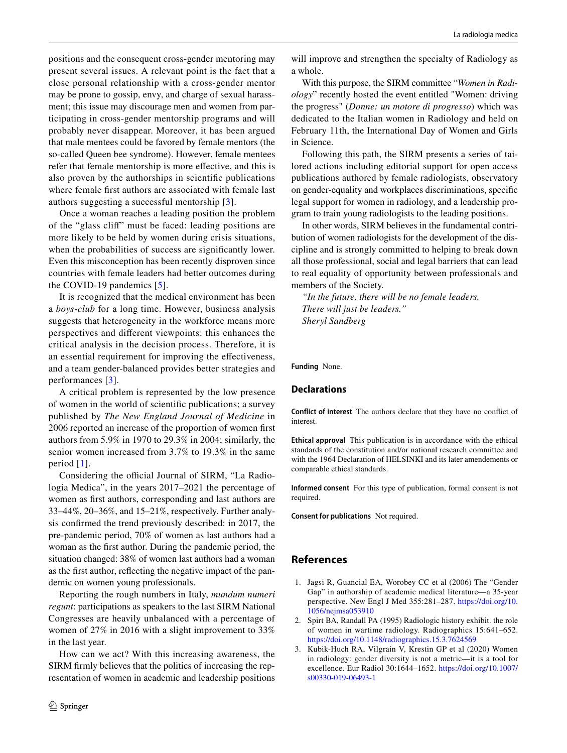positions and the consequent cross-gender mentoring may present several issues. A relevant point is the fact that a close personal relationship with a cross-gender mentor may be prone to gossip, envy, and charge of sexual harassment; this issue may discourage men and women from participating in cross-gender mentorship programs and will probably never disappear. Moreover, it has been argued that male mentees could be favored by female mentors (the so-called Queen bee syndrome). However, female mentees refer that female mentorship is more effective, and this is also proven by the authorships in scientific publications where female first authors are associated with female last authors suggesting a successful mentorship [3].

Once a woman reaches a leading position the problem of the "glass cliff" must be faced: leading positions are more likely to be held by women during crisis situations, when the probabilities of success are significantly lower. Even this misconception has been recently disproven since countries with female leaders had better outcomes during the COVID-19 pandemics [5].

It is recognized that the medical environment has been a *boys-club* for a long time. However, business analysis suggests that heterogeneity in the workforce means more perspectives and different viewpoints: this enhances the critical analysis in the decision process. Therefore, it is an essential requirement for improving the effectiveness, and a team gender-balanced provides better strategies and performances [3].

A critical problem is represented by the low presence of women in the world of scientific publications; a survey published by *The New England Journal of Medicine* in 2006 reported an increase of the proportion of women first authors from 5.9% in 1970 to 29.3% in 2004; similarly, the senior women increased from 3.7% to 19.3% in the same period [1].

Considering the official Journal of SIRM, "La Radiologia Medica", in the years 2017–2021 the percentage of women as first authors, corresponding and last authors are 33–44%, 20–36%, and 15–21%, respectively. Further analysis confirmed the trend previously described: in 2017, the pre-pandemic period, 70% of women as last authors had a woman as the first author. During the pandemic period, the situation changed: 38% of women last authors had a woman as the first author, reflecting the negative impact of the pandemic on women young professionals.

Reporting the rough numbers in Italy, *mundum numeri regunt*: participations as speakers to the last SIRM National Congresses are heavily unbalanced with a percentage of women of 27% in 2016 with a slight improvement to 33% in the last year.

How can we act? With this increasing awareness, the SIRM firmly believes that the politics of increasing the representation of women in academic and leadership positions will improve and strengthen the specialty of Radiology as a whole.

With this purpose, the SIRM committee "*Women in Radiology*" recently hosted the event entitled "Women: driving the progress" (*Donne: un motore di progresso*) which was dedicated to the Italian women in Radiology and held on February 11th, the International Day of Women and Girls in Science.

Following this path, the SIRM presents a series of tailored actions including editorial support for open access publications authored by female radiologists, observatory on gender-equality and workplaces discriminations, specific legal support for women in radiology, and a leadership program to train young radiologists to the leading positions.

In other words, SIRM believes in the fundamental contribution of women radiologists for the development of the discipline and is strongly committed to helping to break down all those professional, social and legal barriers that can lead to real equality of opportunity between professionals and members of the Society.

*"In the future, there will be no female leaders.*
*There will just be leaders."*
*Sheryl Sandberg*

**Funding** None.

## Declarations

**Conflict of interest** The authors declare that they have no conflict of interest.

**Ethical approval** This publication is in accordance with the ethical standards of the constitution and/or national research committee and with the 1964 Declaration of HELSINKI and its later amendements or comparable ethical standards.

**Informed consent** For this type of publication, formal consent is not required.

**Consent for publications** Not required.

## References

1. Jagsi R, Guancial EA, Worobey CC et al (2006) The "Gender Gap" in authorship of academic medical literature—a 35-year perspective. New Engl J Med 355:281–287. https://doi.org/10.1056/nejmsa053910
2. Spirt BA, Randall PA (1995) Radiologic history exhibit. the role of women in wartime radiology. Radiographics 15:641–652. https://doi.org/10.1148/radiographics.15.3.7624569
3. Kubik-Huch RA, Vilgrain V, Krestin GP et al (2020) Women in radiology: gender diversity is not a metric—it is a tool for excellence. Eur Radiol 30:1644–1652. https://doi.org/10.1007/s00330-019-06493-1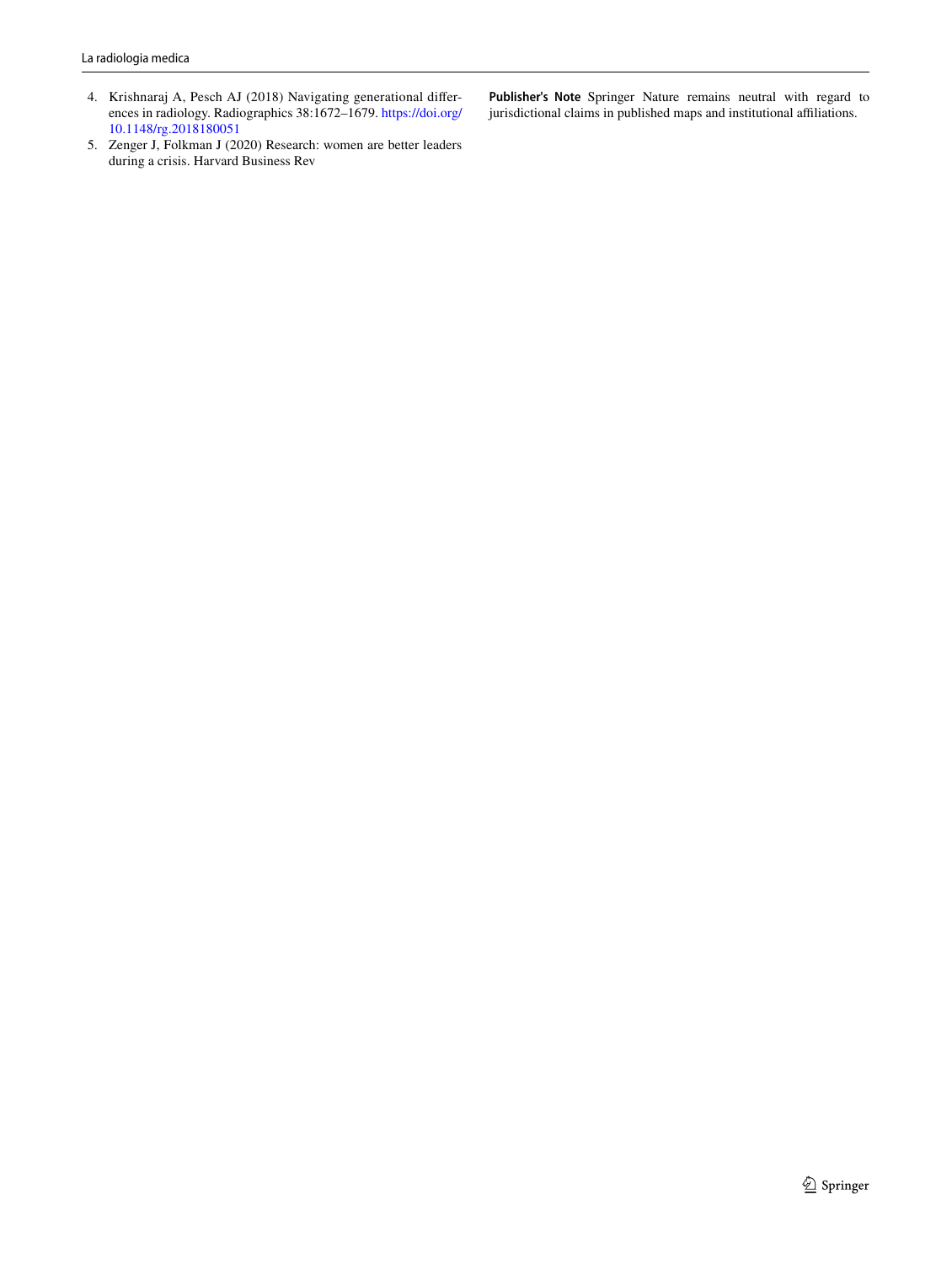4. Krishnaraj A, Pesch AJ (2018) Navigating generational differences in radiology. Radiographics 38:1672–1679. https://doi.org/10.1148/rg.2018180051
5. Zenger J, Folkman J (2020) Research: women are better leaders during a crisis. Harvard Business Rev

**Publisher's Note** Springer Nature remains neutral with regard to jurisdictional claims in published maps and institutional affiliations.